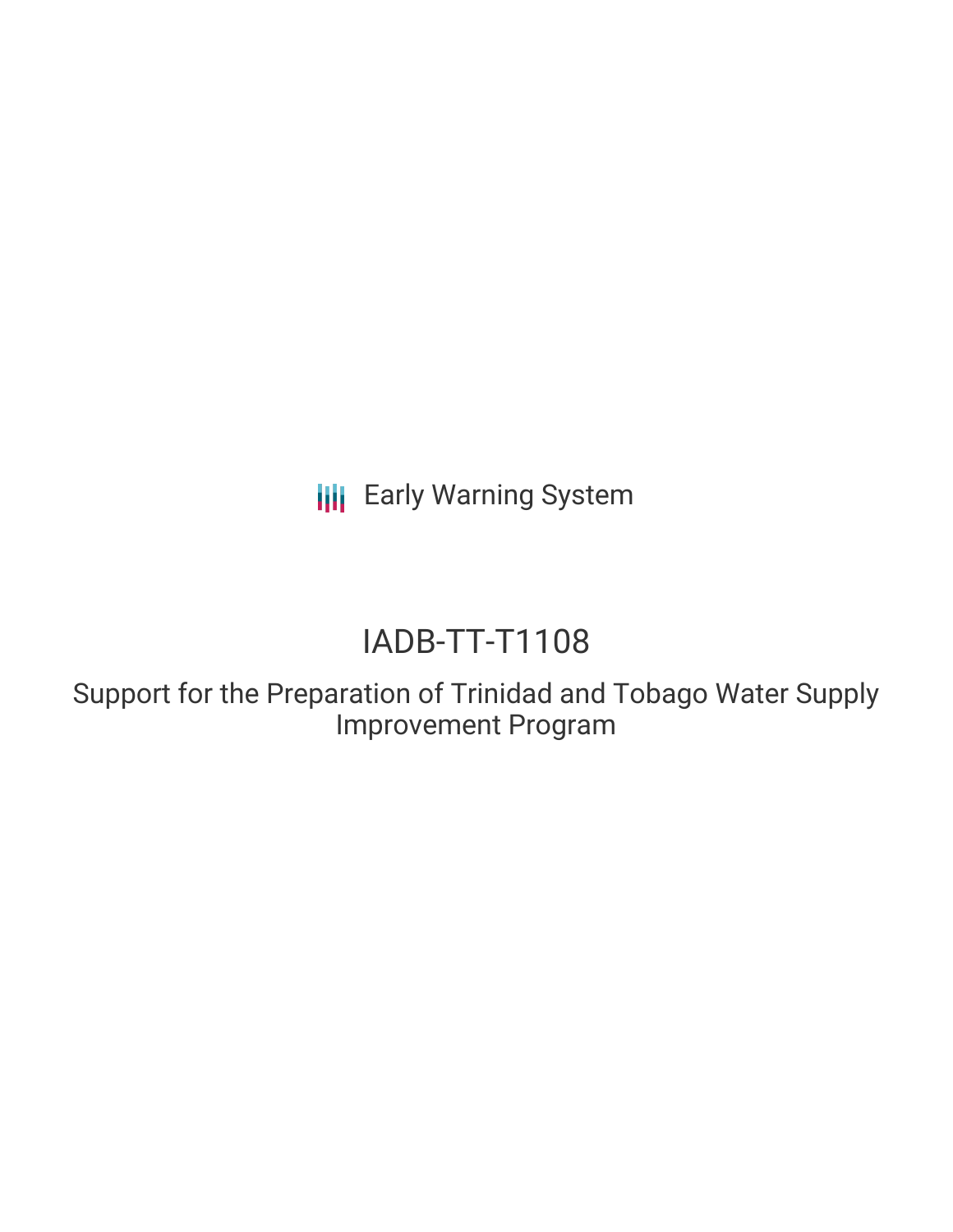Early Warning System

# IADB-TT-T1108

## Support for the Preparation of Trinidad and Tobago Water Supply Improvement Program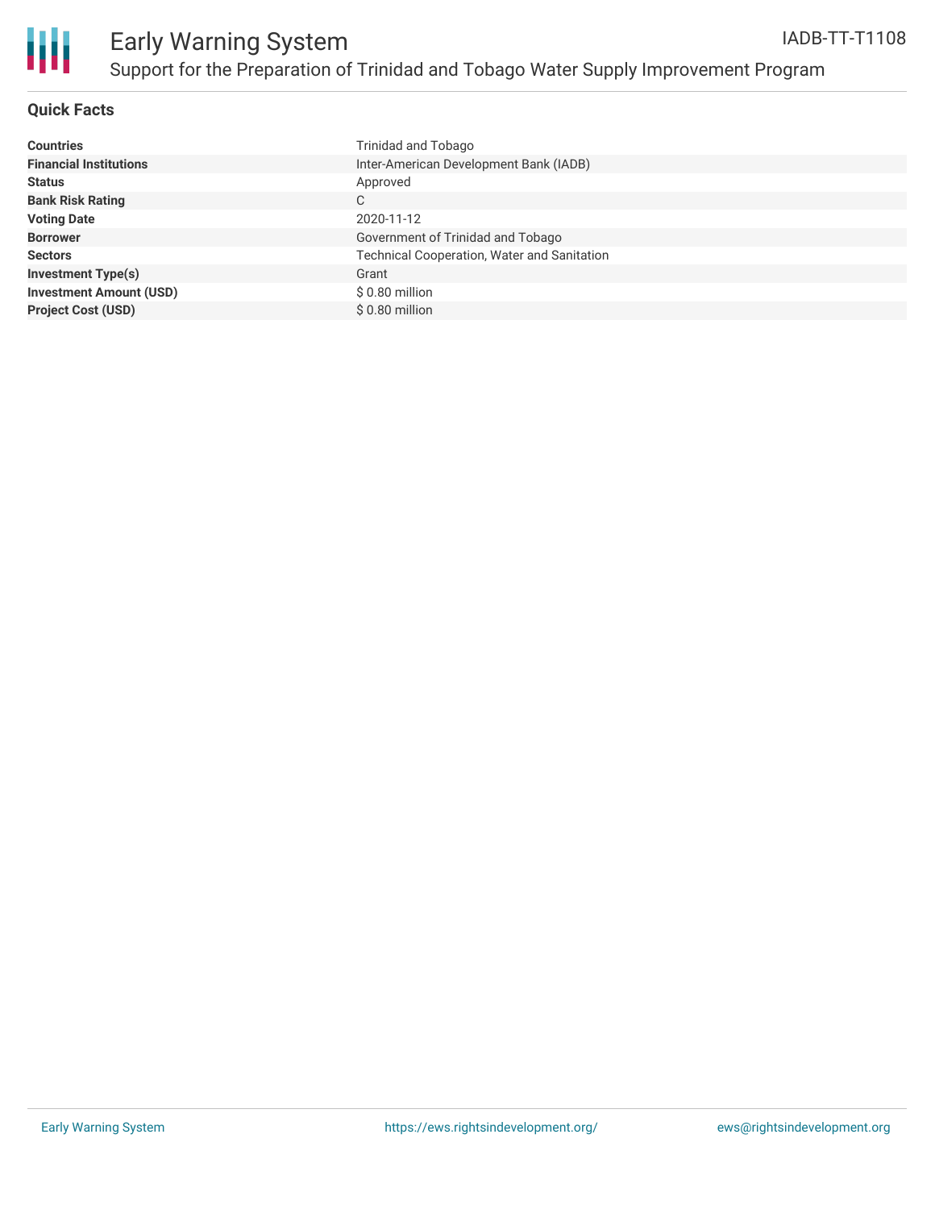# Early Warning System

## Support for the Preparation of Trinidad and Tobago Water Supply Improvement Program

IADB-TT-T1108

### Quick Facts

| | |
|---|---|
| **Countries** | Trinidad and Tobago |
| **Financial Institutions** | Inter-American Development Bank (IADB) |
| **Status** | Approved |
| **Bank Risk Rating** | C |
| **Voting Date** | 2020-11-12 |
| **Borrower** | Government of Trinidad and Tobago |
| **Sectors** | Technical Cooperation, Water and Sanitation |
| **Investment Type(s)** | Grant |
| **Investment Amount (USD)** | $ 0.80 million |
| **Project Cost (USD)** | $ 0.80 million |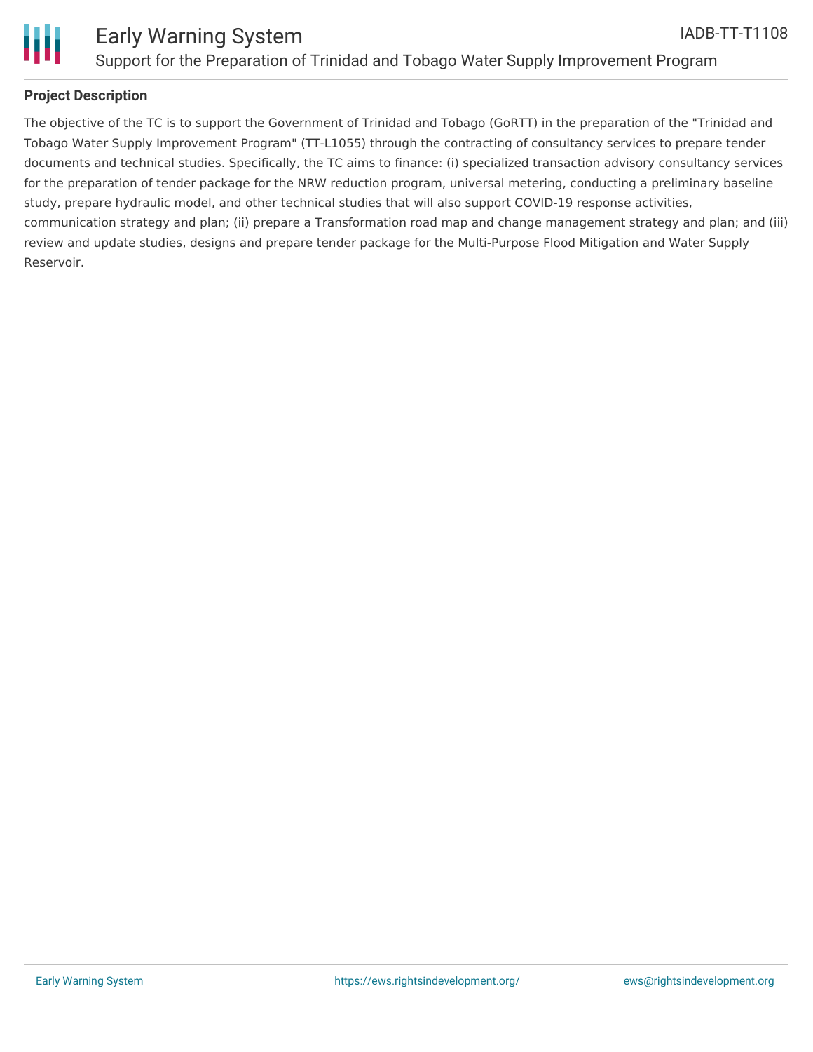**Project Description**

The objective of the TC is to support the Government of Trinidad and Tobago (GoRTT) in the preparation of the "Trinidad and Tobago Water Supply Improvement Program" (TT-L1055) through the contracting of consultancy services to prepare tender documents and technical studies. Specifically, the TC aims to finance: (i) specialized transaction advisory consultancy services for the preparation of tender package for the NRW reduction program, universal metering, conducting a preliminary baseline study, prepare hydraulic model, and other technical studies that will also support COVID-19 response activities, communication strategy and plan; (ii) prepare a Transformation road map and change management strategy and plan; and (iii) review and update studies, designs and prepare tender package for the Multi-Purpose Flood Mitigation and Water Supply Reservoir.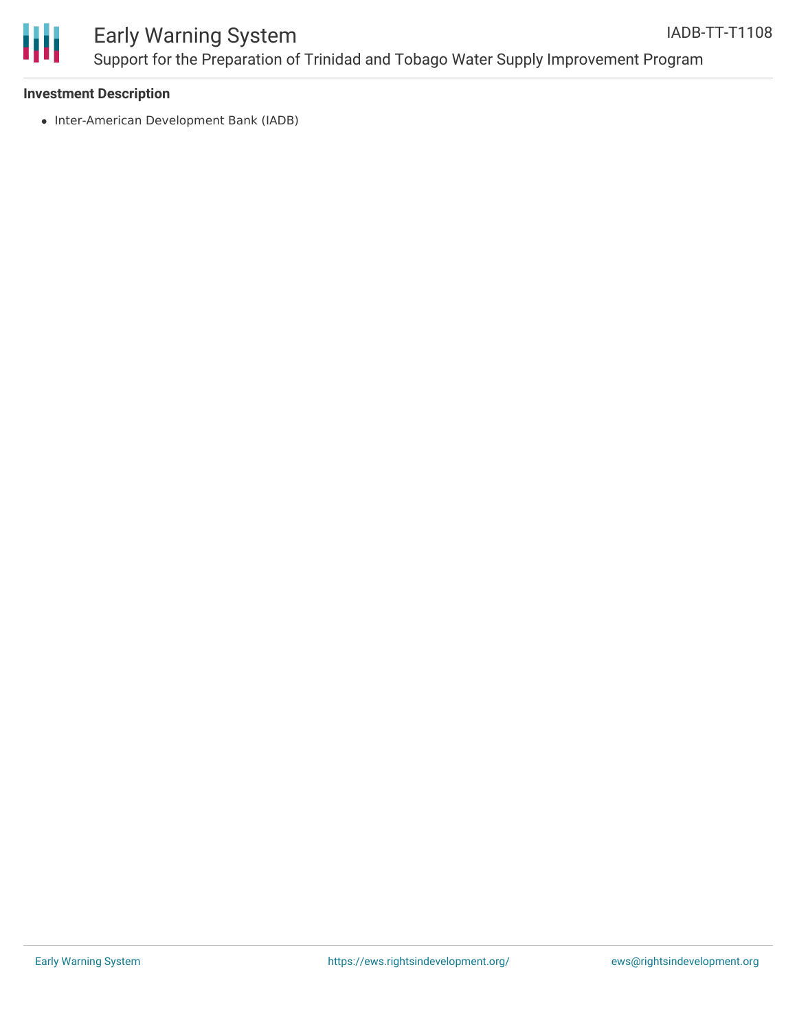**Investment Description**

- Inter-American Development Bank (IADB)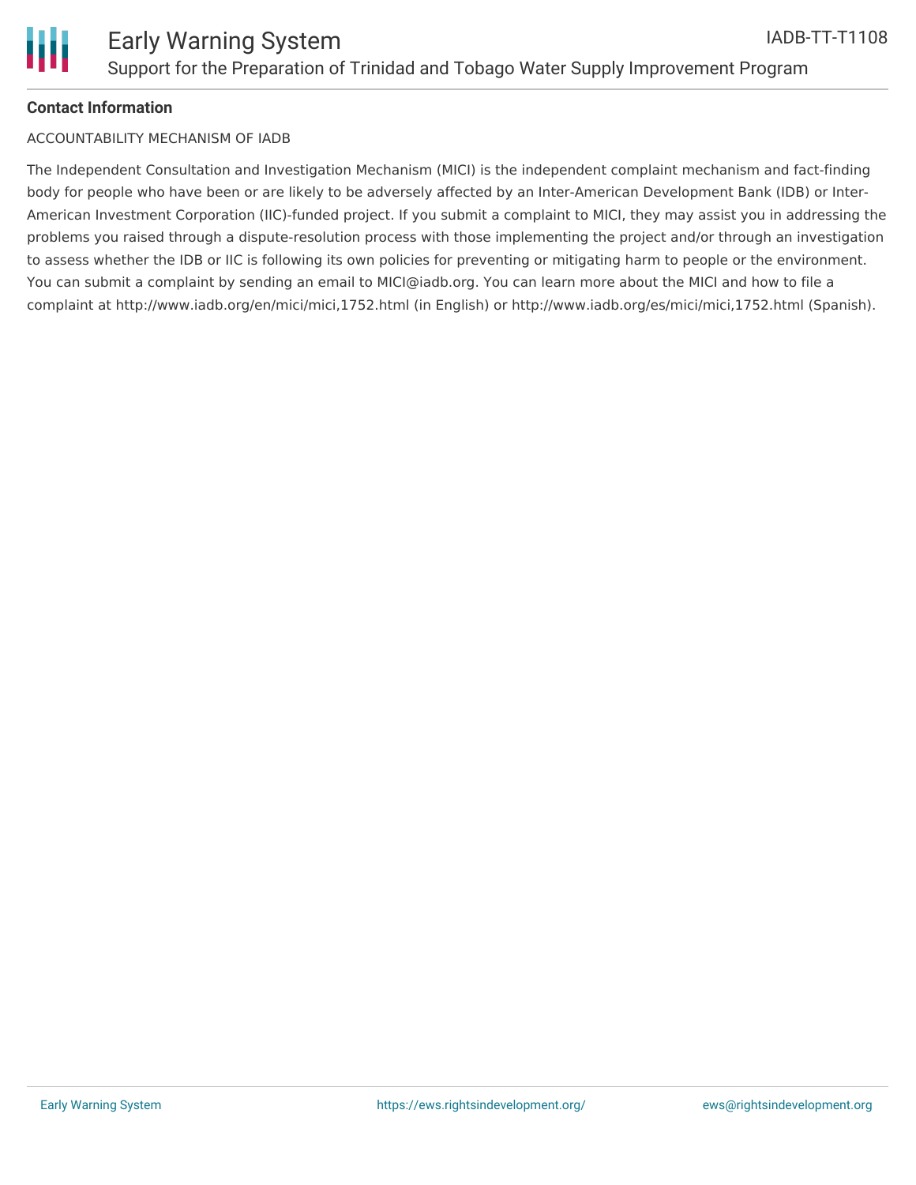**Contact Information**

ACCOUNTABILITY MECHANISM OF IADB

The Independent Consultation and Investigation Mechanism (MICI) is the independent complaint mechanism and fact-finding body for people who have been or are likely to be adversely affected by an Inter-American Development Bank (IDB) or Inter-American Investment Corporation (IIC)-funded project. If you submit a complaint to MICI, they may assist you in addressing the problems you raised through a dispute-resolution process with those implementing the project and/or through an investigation to assess whether the IDB or IIC is following its own policies for preventing or mitigating harm to people or the environment. You can submit a complaint by sending an email to MICI@iadb.org. You can learn more about the MICI and how to file a complaint at http://www.iadb.org/en/mici/mici,1752.html (in English) or http://www.iadb.org/es/mici/mici,1752.html (Spanish).